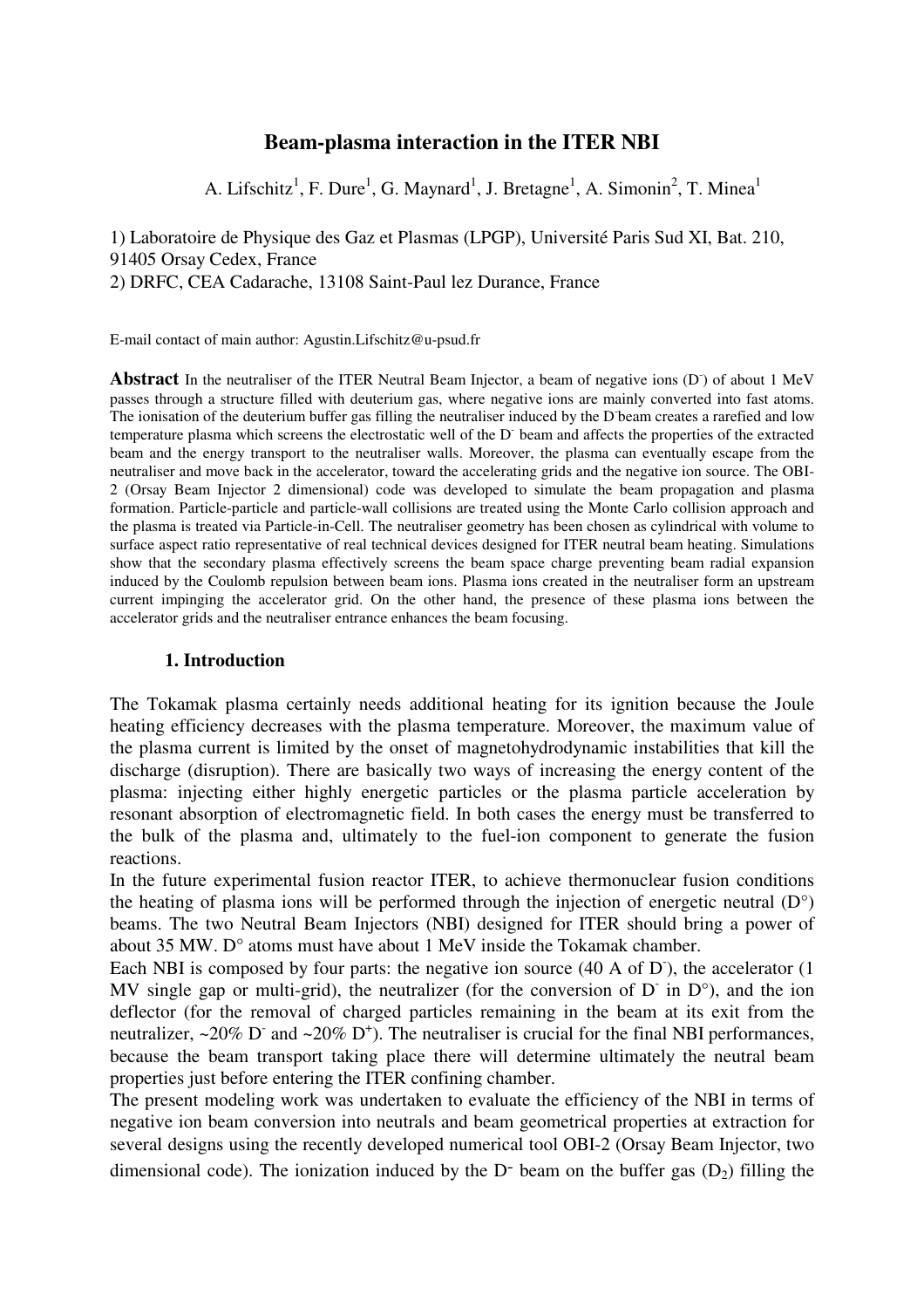# Beam-plasma interaction in the ITER NBI

A. Lifschitz[1], F. Dure[1], G. Maynard[1], J. Bretagne[1], A. Simonin[2], T. Minea[1]

1) Laboratoire de Physique des Gaz et Plasmas (LPGP), Université Paris Sud XI, Bat. 210, 91405 Orsay Cedex, France
2) DRFC, CEA Cadarache, 13108 Saint-Paul lez Durance, France

E-mail contact of main author: Agustin.Lifschitz@u-psud.fr

**Abstract** In the neutraliser of the ITER Neutral Beam Injector, a beam of negative ions ($D^-$) of about 1 MeV passes through a structure filled with deuterium gas, where negative ions are mainly converted into fast atoms. The ionisation of the deuterium buffer gas filling the neutraliser induced by the $D^-$beam creates a rarefied and low temperature plasma which screens the electrostatic well of the $D^-$ beam and affects the properties of the extracted beam and the energy transport to the neutraliser walls. Moreover, the plasma can eventually escape from the neutraliser and move back in the accelerator, toward the accelerating grids and the negative ion source. The OBI-2 (Orsay Beam Injector 2 dimensional) code was developed to simulate the beam propagation and plasma formation. Particle-particle and particle-wall collisions are treated using the Monte Carlo collision approach and the plasma is treated via Particle-in-Cell. The neutraliser geometry has been chosen as cylindrical with volume to surface aspect ratio representative of real technical devices designed for ITER neutral beam heating. Simulations show that the secondary plasma effectively screens the beam space charge preventing beam radial expansion induced by the Coulomb repulsion between beam ions. Plasma ions created in the neutraliser form an upstream current impinging the accelerator grid. On the other hand, the presence of these plasma ions between the accelerator grids and the neutraliser entrance enhances the beam focusing.

## 1. Introduction

The Tokamak plasma certainly needs additional heating for its ignition because the Joule heating efficiency decreases with the plasma temperature. Moreover, the maximum value of the plasma current is limited by the onset of magnetohydrodynamic instabilities that kill the discharge (disruption). There are basically two ways of increasing the energy content of the plasma: injecting either highly energetic particles or the plasma particle acceleration by resonant absorption of electromagnetic field. In both cases the energy must be transferred to the bulk of the plasma and, ultimately to the fuel-ion component to generate the fusion reactions.

In the future experimental fusion reactor ITER, to achieve thermonuclear fusion conditions the heating of plasma ions will be performed through the injection of energetic neutral ($D°$) beams. The two Neutral Beam Injectors (NBI) designed for ITER should bring a power of about 35 MW. $D°$ atoms must have about 1 MeV inside the Tokamak chamber.

Each NBI is composed by four parts: the negative ion source (40 A of $D^-$), the accelerator (1 MV single gap or multi-grid), the neutralizer (for the conversion of $D^-$ in $D°$), and the ion deflector (for the removal of charged particles remaining in the beam at its exit from the neutralizer, ~20% $D^-$ and ~20% $D^+$). The neutraliser is crucial for the final NBI performances, because the beam transport taking place there will determine ultimately the neutral beam properties just before entering the ITER confining chamber.

The present modeling work was undertaken to evaluate the efficiency of the NBI in terms of negative ion beam conversion into neutrals and beam geometrical properties at extraction for several designs using the recently developed numerical tool OBI-2 (Orsay Beam Injector, two dimensional code). The ionization induced by the $D^-$ beam on the buffer gas ($D_2$) filling the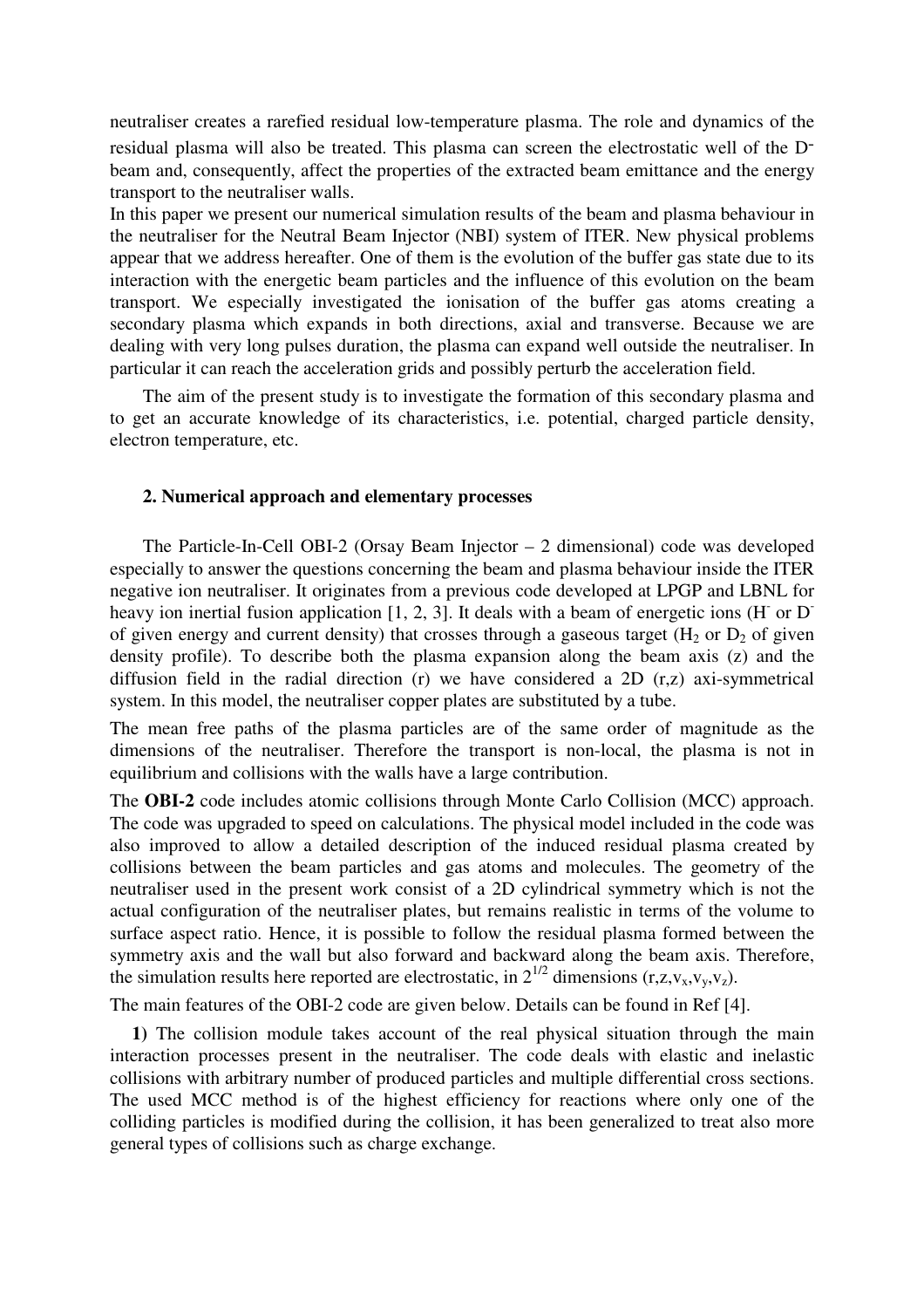neutraliser creates a rarefied residual low-temperature plasma. The role and dynamics of the residual plasma will also be treated. This plasma can screen the electrostatic well of the $D^-$ beam and, consequently, affect the properties of the extracted beam emittance and the energy transport to the neutraliser walls.

In this paper we present our numerical simulation results of the beam and plasma behaviour in the neutraliser for the Neutral Beam Injector (NBI) system of ITER. New physical problems appear that we address hereafter. One of them is the evolution of the buffer gas state due to its interaction with the energetic beam particles and the influence of this evolution on the beam transport. We especially investigated the ionisation of the buffer gas atoms creating a secondary plasma which expands in both directions, axial and transverse. Because we are dealing with very long pulses duration, the plasma can expand well outside the neutraliser. In particular it can reach the acceleration grids and possibly perturb the acceleration field.

The aim of the present study is to investigate the formation of this secondary plasma and to get an accurate knowledge of its characteristics, i.e. potential, charged particle density, electron temperature, etc.

## 2. Numerical approach and elementary processes

The Particle-In-Cell OBI-2 (Orsay Beam Injector – 2 dimensional) code was developed especially to answer the questions concerning the beam and plasma behaviour inside the ITER negative ion neutraliser. It originates from a previous code developed at LPGP and LBNL for heavy ion inertial fusion application [1, 2, 3]. It deals with a beam of energetic ions ($H^-$ or $D^-$ of given energy and current density) that crosses through a gaseous target ($H_2$ or $D_2$ of given density profile). To describe both the plasma expansion along the beam axis (z) and the diffusion field in the radial direction (r) we have considered a 2D (r,z) axi-symmetrical system. In this model, the neutraliser copper plates are substituted by a tube.

The mean free paths of the plasma particles are of the same order of magnitude as the dimensions of the neutraliser. Therefore the transport is non-local, the plasma is not in equilibrium and collisions with the walls have a large contribution.

The **OBI-2** code includes atomic collisions through Monte Carlo Collision (MCC) approach. The code was upgraded to speed on calculations. The physical model included in the code was also improved to allow a detailed description of the induced residual plasma created by collisions between the beam particles and gas atoms and molecules. The geometry of the neutraliser used in the present work consist of a 2D cylindrical symmetry which is not the actual configuration of the neutraliser plates, but remains realistic in terms of the volume to surface aspect ratio. Hence, it is possible to follow the residual plasma formed between the symmetry axis and the wall but also forward and backward along the beam axis. Therefore, the simulation results here reported are electrostatic, in $2^{1/2}$ dimensions $(r,z,v_x,v_y,v_z)$.

The main features of the OBI-2 code are given below. Details can be found in Ref [4].

**1)** The collision module takes account of the real physical situation through the main interaction processes present in the neutraliser. The code deals with elastic and inelastic collisions with arbitrary number of produced particles and multiple differential cross sections. The used MCC method is of the highest efficiency for reactions where only one of the colliding particles is modified during the collision, it has been generalized to treat also more general types of collisions such as charge exchange.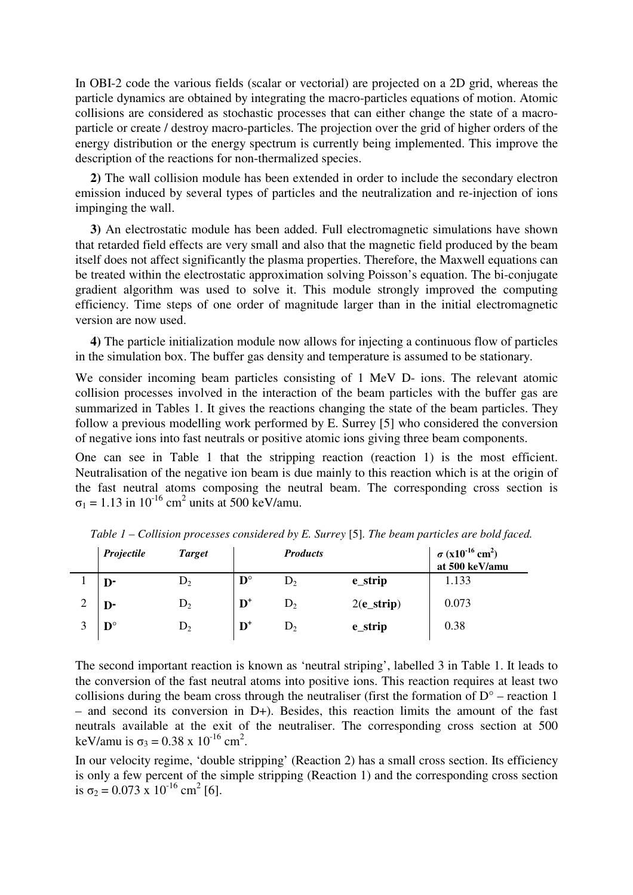In OBI-2 code the various fields (scalar or vectorial) are projected on a 2D grid, whereas the particle dynamics are obtained by integrating the macro-particles equations of motion. Atomic collisions are considered as stochastic processes that can either change the state of a macro-particle or create / destroy macro-particles. The projection over the grid of higher orders of the energy distribution or the energy spectrum is currently being implemented. This improve the description of the reactions for non-thermalized species.

**2)** The wall collision module has been extended in order to include the secondary electron emission induced by several types of particles and the neutralization and re-injection of ions impinging the wall.

**3)** An electrostatic module has been added. Full electromagnetic simulations have shown that retarded field effects are very small and also that the magnetic field produced by the beam itself does not affect significantly the plasma properties. Therefore, the Maxwell equations can be treated within the electrostatic approximation solving Poisson's equation. The bi-conjugate gradient algorithm was used to solve it. This module strongly improved the computing efficiency. Time steps of one order of magnitude larger than in the initial electromagnetic version are now used.

**4)** The particle initialization module now allows for injecting a continuous flow of particles in the simulation box. The buffer gas density and temperature is assumed to be stationary.

We consider incoming beam particles consisting of 1 MeV D- ions. The relevant atomic collision processes involved in the interaction of the beam particles with the buffer gas are summarized in Tables 1. It gives the reactions changing the state of the beam particles. They follow a previous modelling work performed by E. Surrey [5] who considered the conversion of negative ions into fast neutrals or positive atomic ions giving three beam components.

One can see in Table 1 that the stripping reaction (reaction 1) is the most efficient. Neutralisation of the negative ion beam is due mainly to this reaction which is at the origin of the fast neutral atoms composing the neutral beam. The corresponding cross section is $\sigma_1 = 1.13$ in $10^{-16}$ cm$^2$ units at 500 keV/amu.

*Table 1 – Collision processes considered by E. Surrey* [5]. *The beam particles are bold faced.*

| | *Projectile* | *Target* | *Products* | | | $\sigma$ ($\times 10^{-16}$ cm$^2$) at 500 keV/amu |
|---|---|---|---|---|---|---|
| 1 | **D-** | $D_2$ | **D°** | $D_2$ | **e_strip** | 1.133 |
| 2 | **D-** | $D_2$ | **$D^+$** | $D_2$ | 2(**e_strip**) | 0.073 |
| 3 | **D°** | $D_2$ | **$D^+$** | $D_2$ | **e_strip** | 0.38 |

The second important reaction is known as 'neutral striping', labelled 3 in Table 1. It leads to the conversion of the fast neutral atoms into positive ions. This reaction requires at least two collisions during the beam cross through the neutraliser (first the formation of D° – reaction 1 – and second its conversion in D+). Besides, this reaction limits the amount of the fast neutrals available at the exit of the neutraliser. The corresponding cross section at 500 keV/amu is $\sigma_3 = 0.38 \times 10^{-16}$ cm$^2$.

In our velocity regime, 'double stripping' (Reaction 2) has a small cross section. Its efficiency is only a few percent of the simple stripping (Reaction 1) and the corresponding cross section is $\sigma_2 = 0.073 \times 10^{-16}$ cm$^2$ [6].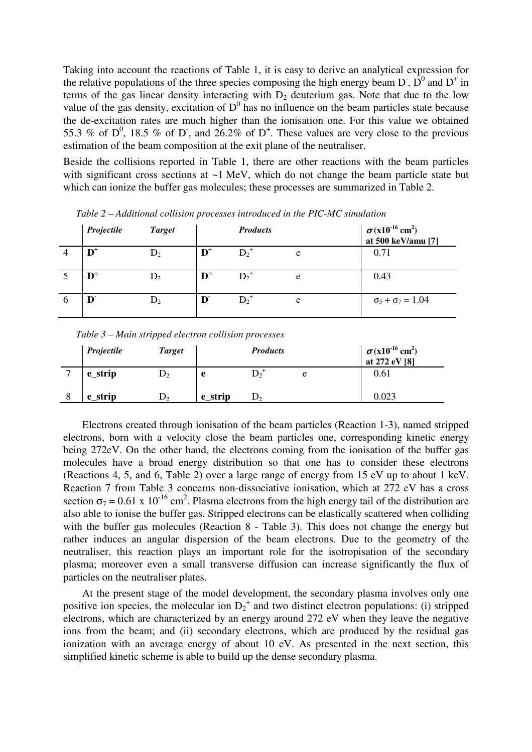Taking into account the reactions of Table 1, it is easy to derive an analytical expression for the relative populations of the three species composing the high energy beam $D^-$, $D^0$ and $D^+$ in terms of the gas linear density interacting with $D_2$ deuterium gas. Note that due to the low value of the gas density, excitation of $D^0$ has no influence on the beam particles state because the de-excitation rates are much higher than the ionisation one. For this value we obtained 55.3 % of $D^0$, 18.5 % of $D^-$, and 26.2% of $D^+$. These values are very close to the previous estimation of the beam composition at the exit plane of the neutraliser.

Beside the collisions reported in Table 1, there are other reactions with the beam particles with significant cross sections at ~1 MeV, which do not change the beam particle state but which can ionize the buffer gas molecules; these processes are summarized in Table 2.

*Table 2 – Additional collision processes introduced in the PIC-MC simulation*

| | *Projectile* | *Target* | *Products* | | | $\sigma$ (x$10^{-16}$ cm$^2$) at 500 keV/amu [7] |
|---|---|---|---|---|---|---|
| 4 | **$D^+$** | $D_2$ | **$D^+$** | $D_2^+$ | e | 0.71 |
| 5 | **$D^\circ$** | $D_2$ | **$D^\circ$** | $D_2^+$ | e | 0.43 |
| 6 | **$D^-$** | $D_2$ | **$D^-$** | $D_2^+$ | e | $\sigma_5 + \sigma_7 = 1.04$ |

*Table 3 – Main stripped electron collision processes*

| | *Projectile* | *Target* | *Products* | | | $\sigma$ (x$10^{-16}$ cm$^2$) at 272 eV [8] |
|---|---|---|---|---|---|---|
| 7 | **e_strip** | $D_2$ | **e** | $D_2^+$ | e | 0.61 |
| 8 | **e_strip** | $D_2$ | **e_strip** | $D_2$ | | 0.023 |

Electrons created through ionisation of the beam particles (Reaction 1-3), named stripped electrons, born with a velocity close the beam particles one, corresponding kinetic energy being 272eV. On the other hand, the electrons coming from the ionisation of the buffer gas molecules have a broad energy distribution so that one has to consider these electrons (Reactions 4, 5, and 6, Table 2) over a large range of energy from 15 eV up to about 1 keV. Reaction 7 from Table 3 concerns non-dissociative ionisation, which at 272 eV has a cross section $\sigma_7 = 0.61 \times 10^{-16}$ cm$^2$. Plasma electrons from the high energy tail of the distribution are also able to ionise the buffer gas. Stripped electrons can be elastically scattered when colliding with the buffer gas molecules (Reaction 8 - Table 3). This does not change the energy but rather induces an angular dispersion of the beam electrons. Due to the geometry of the neutraliser, this reaction plays an important role for the isotropisation of the secondary plasma; moreover even a small transverse diffusion can increase significantly the flux of particles on the neutraliser plates.

At the present stage of the model development, the secondary plasma involves only one positive ion species, the molecular ion $D_2^+$ and two distinct electron populations: (i) stripped electrons, which are characterized by an energy around 272 eV when they leave the negative ions from the beam; and (ii) secondary electrons, which are produced by the residual gas ionization with an average energy of about 10 eV. As presented in the next section, this simplified kinetic scheme is able to build up the dense secondary plasma.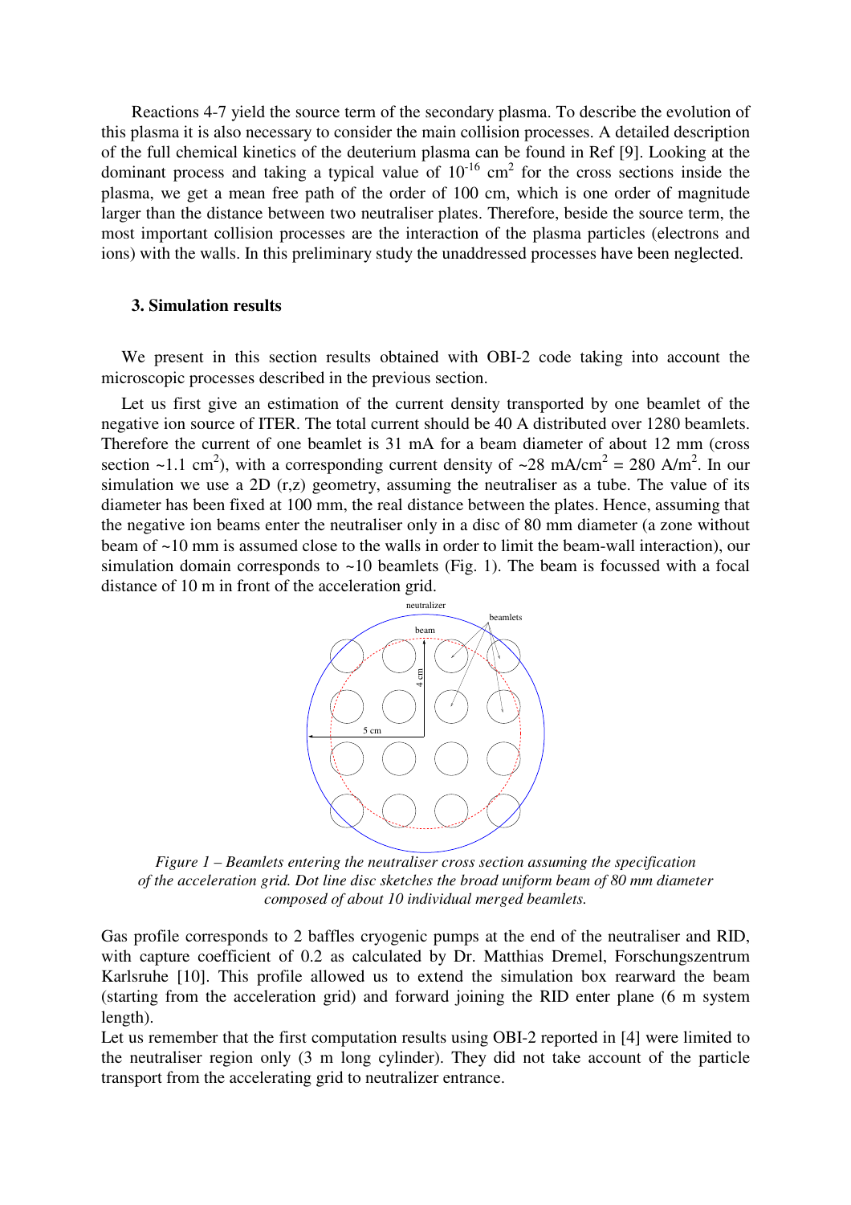Reactions 4-7 yield the source term of the secondary plasma. To describe the evolution of this plasma it is also necessary to consider the main collision processes. A detailed description of the full chemical kinetics of the deuterium plasma can be found in Ref [9]. Looking at the dominant process and taking a typical value of $10^{-16}$ cm$^2$ for the cross sections inside the plasma, we get a mean free path of the order of 100 cm, which is one order of magnitude larger than the distance between two neutraliser plates. Therefore, beside the source term, the most important collision processes are the interaction of the plasma particles (electrons and ions) with the walls. In this preliminary study the unaddressed processes have been neglected.

### 3. Simulation results

We present in this section results obtained with OBI-2 code taking into account the microscopic processes described in the previous section.

Let us first give an estimation of the current density transported by one beamlet of the negative ion source of ITER. The total current should be 40 A distributed over 1280 beamlets. Therefore the current of one beamlet is 31 mA for a beam diameter of about 12 mm (cross section ~1.1 cm$^2$), with a corresponding current density of ~28 mA/cm$^2$ = 280 A/m$^2$. In our simulation we use a 2D (r,z) geometry, assuming the neutraliser as a tube. The value of its diameter has been fixed at 100 mm, the real distance between the plates. Hence, assuming that the negative ion beams enter the neutraliser only in a disc of 80 mm diameter (a zone without beam of ~10 mm is assumed close to the walls in order to limit the beam-wall interaction), our simulation domain corresponds to ~10 beamlets (Fig. 1). The beam is focussed with a focal distance of 10 m in front of the acceleration grid.

*Figure 1 – Beamlets entering the neutraliser cross section assuming the specification of the acceleration grid. Dot line disc sketches the broad uniform beam of 80 mm diameter composed of about 10 individual merged beamlets.*

Gas profile corresponds to 2 baffles cryogenic pumps at the end of the neutraliser and RID, with capture coefficient of 0.2 as calculated by Dr. Matthias Dremel, Forschungszentrum Karlsruhe [10]. This profile allowed us to extend the simulation box rearward the beam (starting from the acceleration grid) and forward joining the RID enter plane (6 m system length).

Let us remember that the first computation results using OBI-2 reported in [4] were limited to the neutraliser region only (3 m long cylinder). They did not take account of the particle transport from the accelerating grid to neutralizer entrance.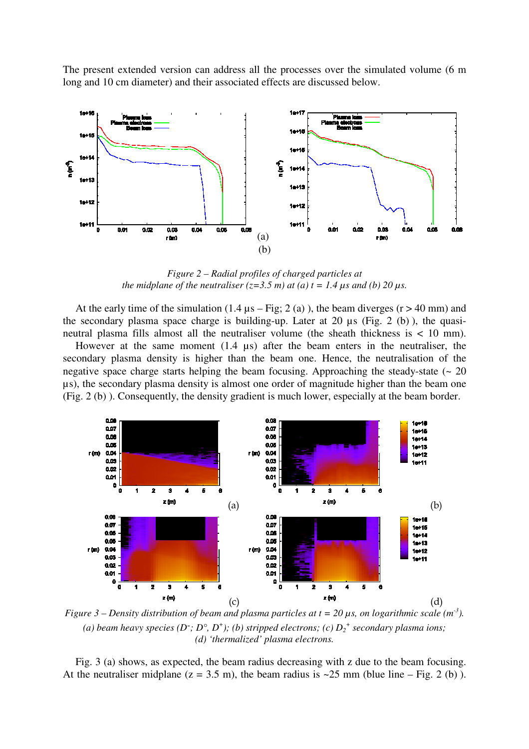The present extended version can address all the processes over the simulated volume (6 m long and 10 cm diameter) and their associated effects are discussed below.

*Figure 2 – Radial profiles of charged particles at the midplane of the neutraliser (z=3.5 m) at (a) t = 1.4 µs and (b) 20 µs.*

At the early time of the simulation (1.4 µs – Fig; 2 (a) ), the beam diverges (r > 40 mm) and the secondary plasma space charge is building-up. Later at 20 µs (Fig. 2 (b) ), the quasi-neutral plasma fills almost all the neutraliser volume (the sheath thickness is < 10 mm).

However at the same moment (1.4 µs) after the beam enters in the neutraliser, the secondary plasma density is higher than the beam one. Hence, the neutralisation of the negative space charge starts helping the beam focusing. Approaching the steady-state (~ 20 µs), the secondary plasma density is almost one order of magnitude higher than the beam one (Fig. 2 (b) ). Consequently, the density gradient is much lower, especially at the beam border.

*Figure 3 – Density distribution of beam and plasma particles at t = 20 µs, on logarithmic scale ($m^{-3}$). (a) beam heavy species ($D^-$; $D^\circ$, $D^+$); (b) stripped electrons; (c) $D_2^+$ secondary plasma ions; (d) 'thermalized' plasma electrons.*

Fig. 3 (a) shows, as expected, the beam radius decreasing with z due to the beam focusing. At the neutraliser midplane (z = 3.5 m), the beam radius is ~25 mm (blue line – Fig. 2 (b) ).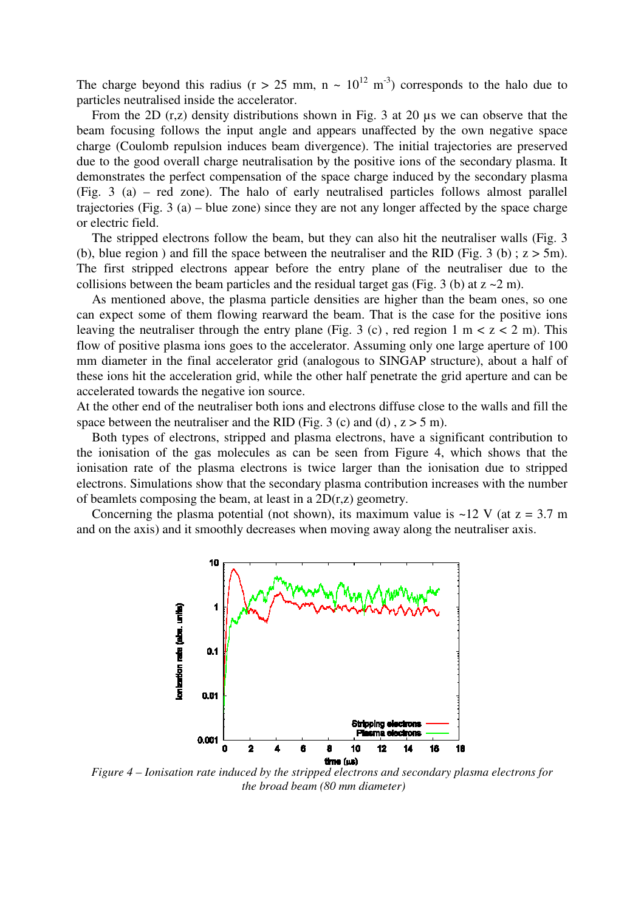The charge beyond this radius (r > 25 mm, n ~ $10^{12}$ $m^{-3}$) corresponds to the halo due to particles neutralised inside the accelerator.

From the 2D (r,z) density distributions shown in Fig. 3 at 20 µs we can observe that the beam focusing follows the input angle and appears unaffected by the own negative space charge (Coulomb repulsion induces beam divergence). The initial trajectories are preserved due to the good overall charge neutralisation by the positive ions of the secondary plasma. It demonstrates the perfect compensation of the space charge induced by the secondary plasma (Fig. 3 (a) – red zone). The halo of early neutralised particles follows almost parallel trajectories (Fig. 3 (a) – blue zone) since they are not any longer affected by the space charge or electric field.

The stripped electrons follow the beam, but they can also hit the neutraliser walls (Fig. 3 (b), blue region ) and fill the space between the neutraliser and the RID (Fig. 3 (b) ; z > 5m). The first stripped electrons appear before the entry plane of the neutraliser due to the collisions between the beam particles and the residual target gas (Fig. 3 (b) at z ~2 m).

As mentioned above, the plasma particle densities are higher than the beam ones, so one can expect some of them flowing rearward the beam. That is the case for the positive ions leaving the neutraliser through the entry plane (Fig. 3 (c) , red region 1 m < z < 2 m). This flow of positive plasma ions goes to the accelerator. Assuming only one large aperture of 100 mm diameter in the final accelerator grid (analogous to SINGAP structure), about a half of these ions hit the acceleration grid, while the other half penetrate the grid aperture and can be accelerated towards the negative ion source.

At the other end of the neutraliser both ions and electrons diffuse close to the walls and fill the space between the neutraliser and the RID (Fig. 3 (c) and (d) , z > 5 m).

Both types of electrons, stripped and plasma electrons, have a significant contribution to the ionisation of the gas molecules as can be seen from Figure 4, which shows that the ionisation rate of the plasma electrons is twice larger than the ionisation due to stripped electrons. Simulations show that the secondary plasma contribution increases with the number of beamlets composing the beam, at least in a 2D(r,z) geometry.

Concerning the plasma potential (not shown), its maximum value is ~12 V (at z = 3.7 m and on the axis) and it smoothly decreases when moving away along the neutraliser axis.

*Figure 4 – Ionisation rate induced by the stripped electrons and secondary plasma electrons for the broad beam (80 mm diameter)*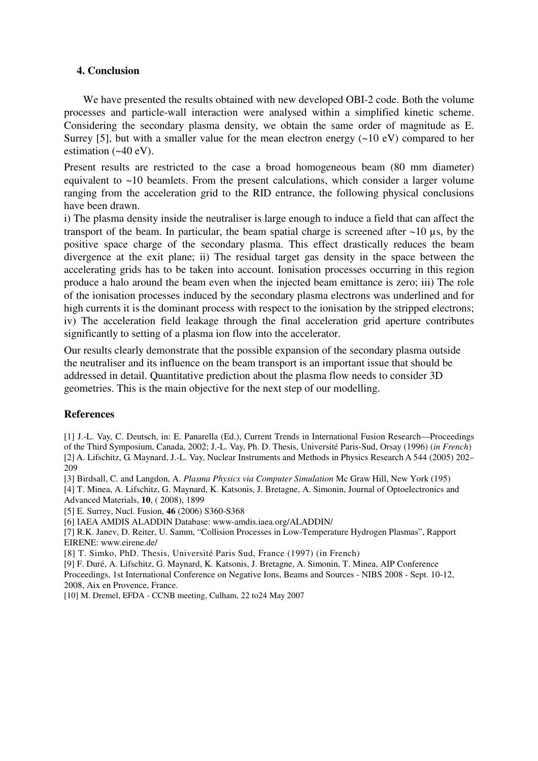## 4. Conclusion

We have presented the results obtained with new developed OBI-2 code. Both the volume processes and particle-wall interaction were analysed within a simplified kinetic scheme. Considering the secondary plasma density, we obtain the same order of magnitude as E. Surrey [5], but with a smaller value for the mean electron energy (~10 eV) compared to her estimation (~40 eV).

Present results are restricted to the case a broad homogeneous beam (80 mm diameter) equivalent to ~10 beamlets. From the present calculations, which consider a larger volume ranging from the acceleration grid to the RID entrance, the following physical conclusions have been drawn.

i) The plasma density inside the neutraliser is large enough to induce a field that can affect the transport of the beam. In particular, the beam spatial charge is screened after ~10 μs, by the positive space charge of the secondary plasma. This effect drastically reduces the beam divergence at the exit plane; ii) The residual target gas density in the space between the accelerating grids has to be taken into account. Ionisation processes occurring in this region produce a halo around the beam even when the injected beam emittance is zero; iii) The role of the ionisation processes induced by the secondary plasma electrons was underlined and for high currents it is the dominant process with respect to the ionisation by the stripped electrons; iv) The acceleration field leakage through the final acceleration grid aperture contributes significantly to setting of a plasma ion flow into the accelerator.

Our results clearly demonstrate that the possible expansion of the secondary plasma outside the neutraliser and its influence on the beam transport is an important issue that should be addressed in detail. Quantitative prediction about the plasma flow needs to consider 3D geometries. This is the main objective for the next step of our modelling.

## References

[1] J.-L. Vay, C. Deutsch, in: E. Panarella (Ed.), Current Trends in International Fusion Research—Proceedings of the Third Symposium, Canada, 2002; J.-L. Vay, Ph. D. Thesis, Université Paris-Sud, Orsay (1996) (*in French*)

[2] A. Lifschitz, G. Maynard, J.-L. Vay, Nuclear Instruments and Methods in Physics Research A 544 (2005) 202–209

[3] Birdsall, C. and Langdon, A. *Plasma Physics via Computer Simulation* Mc Graw Hill, New York (195)

[4] T. Minea, A. Lifschitz, G. Maynard, K. Katsonis, J. Bretagne, A. Simonin, Journal of Optoelectronics and Advanced Materials, **10**, ( 2008), 1899

[5] E. Surrey, Nucl. Fusion, **46** (2006) S360-S368

[6] IAEA AMDIS ALADDIN Database: www-amdis.iaea.org/ALADDIN/

[7] R.K. Janev, D. Reiter, U. Samm, "Collision Processes in Low-Temperature Hydrogen Plasmas", Rapport EIRENE: www.eirene.de/

[8] T. Simko, PhD. Thesis, Université Paris Sud, France (1997) (in French)

[9] F. Duré, A. Lifschitz, G. Maynard, K. Katsonis, J. Bretagne, A. Simonin, T. Minea, AIP Conference Proceedings, 1st International Conference on Negative Ions, Beams and Sources - NIBS 2008 - Sept. 10-12, 2008, Aix en Provence, France.

[10] M. Dremel, EFDA - CCNB meeting, Culham, 22 to24 May 2007